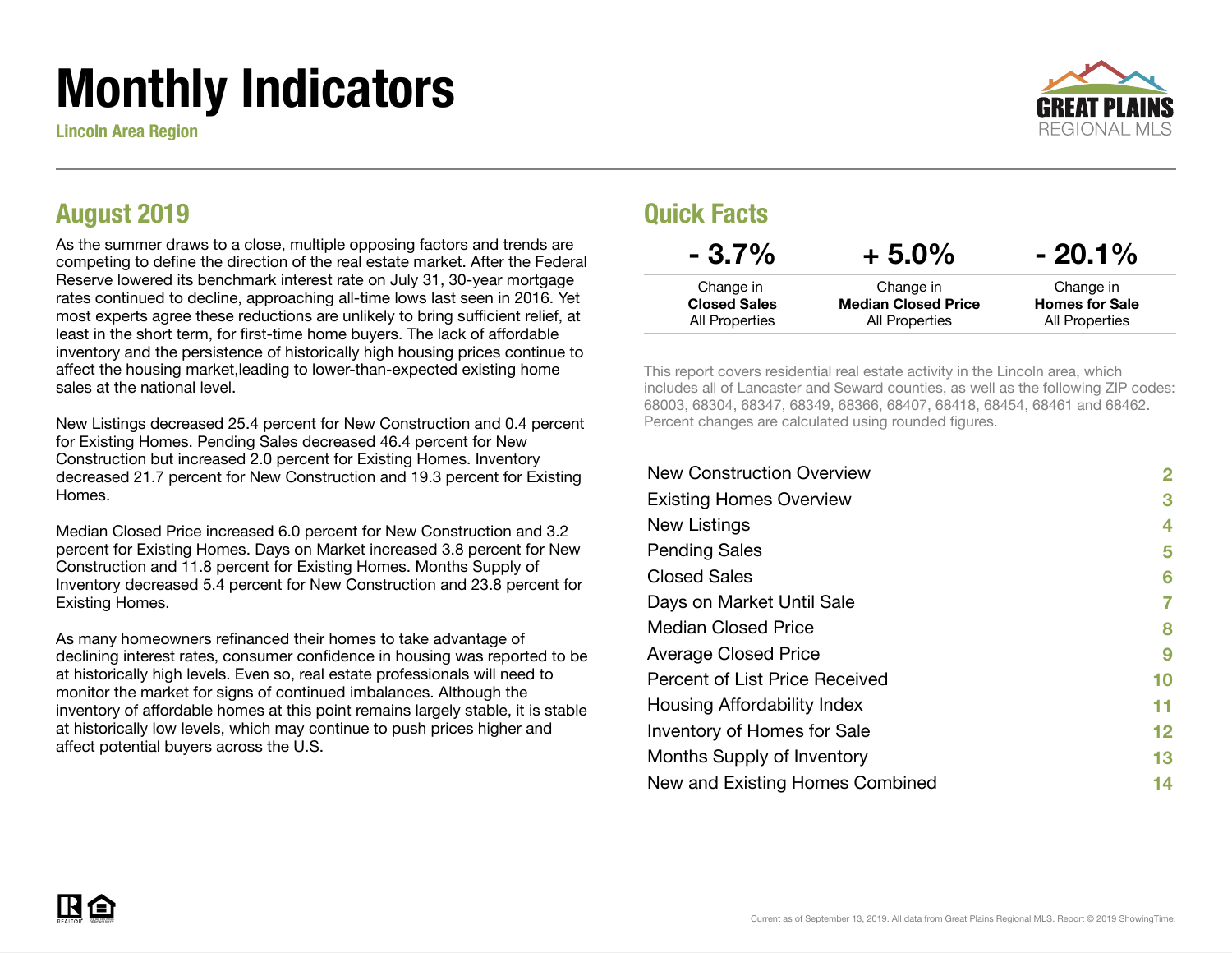# Monthly Indicators

Lincoln Area Region

## August 2019

As the summer draws to a close, multiple opposing factors and trends are competing to define the direction of the real estate market. After the Federal Reserve lowered its benchmark interest rate on July 31, 30-year mortgage rates continued to decline, approaching all-time lows last seen in 2016. Yet most experts agree these reductions are unlikely to bring sufficient relief, at least in the short term, for first-time home buyers. The lack of affordable inventory and the persistence of historically high housing prices continue to affect the housing market,leading to lower-than-expected existing home sales at the national level.

New Listings decreased 25.4 percent for New Construction and 0.4 percent for Existing Homes. Pending Sales decreased 46.4 percent for New Construction but increased 2.0 percent for Existing Homes. Inventory decreased 21.7 percent for New Construction and 19.3 percent for Existing Homes.

Median Closed Price increased 6.0 percent for New Construction and 3.2 percent for Existing Homes. Days on Market increased 3.8 percent for New Construction and 11.8 percent for Existing Homes. Months Supply of Inventory decreased 5.4 percent for New Construction and 23.8 percent for Existing Homes.

As many homeowners refinanced their homes to take advantage of declining interest rates, consumer confidence in housing was reported to be at historically high levels. Even so, real estate professionals will need to monitor the market for signs of continued imbalances. Although the inventory of affordable homes at this point remains largely stable, it is stable at historically low levels, which may continue to push prices higher and affect potential buyers across the U.S.

## Quick Facts

| - 3.7% | + 5.0% | - 20.1% |
|---|---|---|
| Change in **Closed Sales** All Properties | Change in **Median Closed Price** All Properties | Change in **Homes for Sale** All Properties |

This report covers residential real estate activity in the Lincoln area, which includes all of Lancaster and Seward counties, as well as the following ZIP codes: 68003, 68304, 68347, 68349, 68366, 68407, 68418, 68454, 68461 and 68462. Percent changes are calculated using rounded figures.

| | |
|---|---|
| New Construction Overview | 2 |
| Existing Homes Overview | 3 |
| New Listings | 4 |
| Pending Sales | 5 |
| Closed Sales | 6 |
| Days on Market Until Sale | 7 |
| Median Closed Price | 8 |
| Average Closed Price | 9 |
| Percent of List Price Received | 10 |
| Housing Affordability Index | 11 |
| Inventory of Homes for Sale | 12 |
| Months Supply of Inventory | 13 |
| New and Existing Homes Combined | 14 |

Current as of September 13, 2019. All data from Great Plains Regional MLS. Report © 2019 ShowingTime.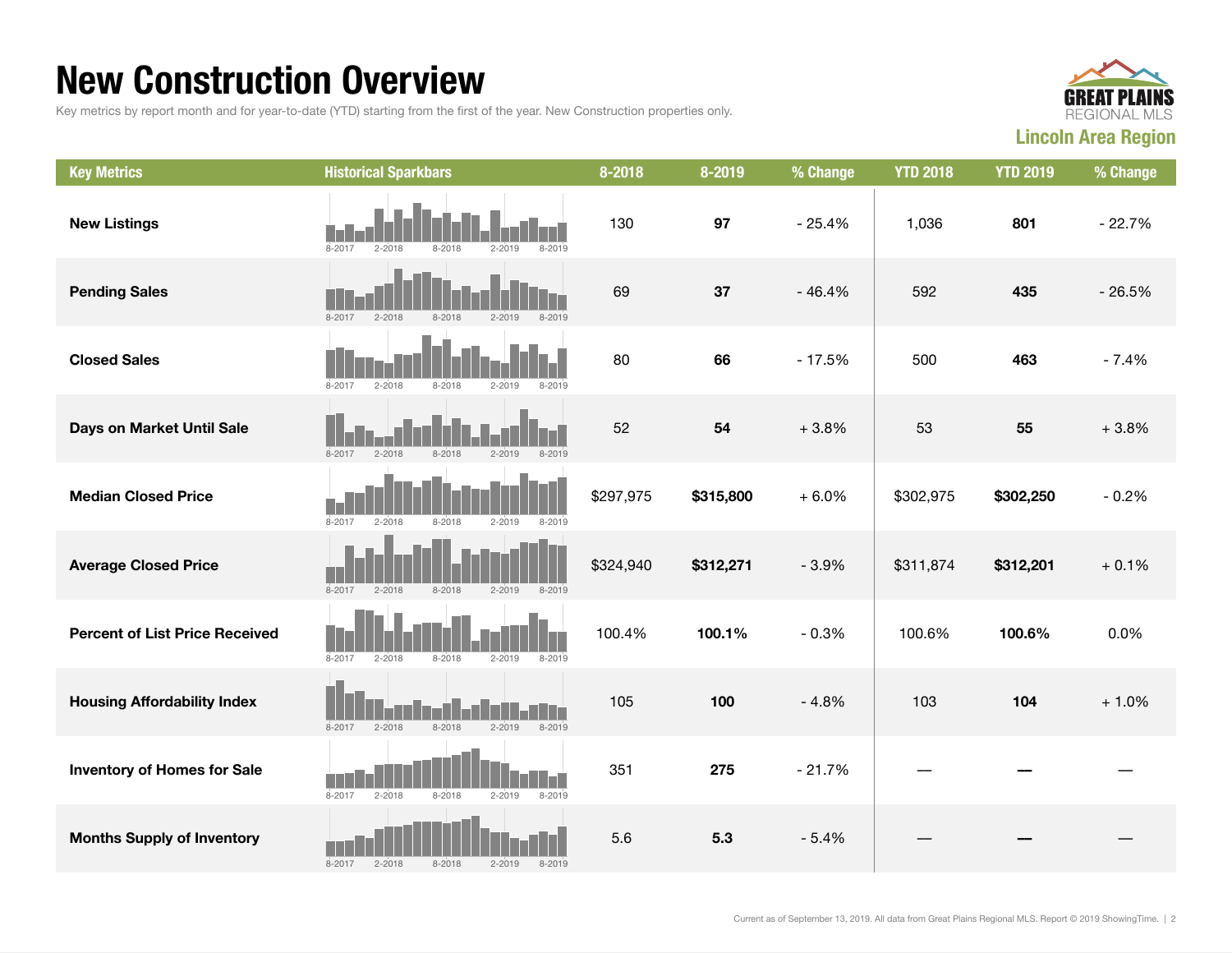# New Construction Overview

Key metrics by report month and for year-to-date (YTD) starting from the first of the year. New Construction properties only.

**Lincoln Area Region**

| Key Metrics | Historical Sparkbars | 8-2018 | 8-2019 | % Change | YTD 2018 | YTD 2019 | % Change |
|---|---|---|---|---|---|---|---|
| **New Listings** | 8-2017 2-2018 8-2018 2-2019 8-2019 | 130 | **97** | - 25.4% | 1,036 | **801** | - 22.7% |
| **Pending Sales** | 8-2017 2-2018 8-2018 2-2019 8-2019 | 69 | **37** | - 46.4% | 592 | **435** | - 26.5% |
| **Closed Sales** | 8-2017 2-2018 8-2018 2-2019 8-2019 | 80 | **66** | - 17.5% | 500 | **463** | - 7.4% |
| **Days on Market Until Sale** | 8-2017 2-2018 8-2018 2-2019 8-2019 | 52 | **54** | + 3.8% | 53 | **55** | + 3.8% |
| **Median Closed Price** | 8-2017 2-2018 8-2018 2-2019 8-2019 | $297,975 | **$315,800** | + 6.0% | $302,975 | **$302,250** | - 0.2% |
| **Average Closed Price** | 8-2017 2-2018 8-2018 2-2019 8-2019 | $324,940 | **$312,271** | - 3.9% | $311,874 | **$312,201** | + 0.1% |
| **Percent of List Price Received** | 8-2017 2-2018 8-2018 2-2019 8-2019 | 100.4% | **100.1%** | - 0.3% | 100.6% | **100.6%** | 0.0% |
| **Housing Affordability Index** | 8-2017 2-2018 8-2018 2-2019 8-2019 | 105 | **100** | - 4.8% | 103 | **104** | + 1.0% |
| **Inventory of Homes for Sale** | 8-2017 2-2018 8-2018 2-2019 8-2019 | 351 | **275** | - 21.7% | — | **—** | — |
| **Months Supply of Inventory** | 8-2017 2-2018 8-2018 2-2019 8-2019 | 5.6 | **5.3** | - 5.4% | — | **—** | — |

Current as of September 13, 2019. All data from Great Plains Regional MLS. Report © 2019 ShowingTime.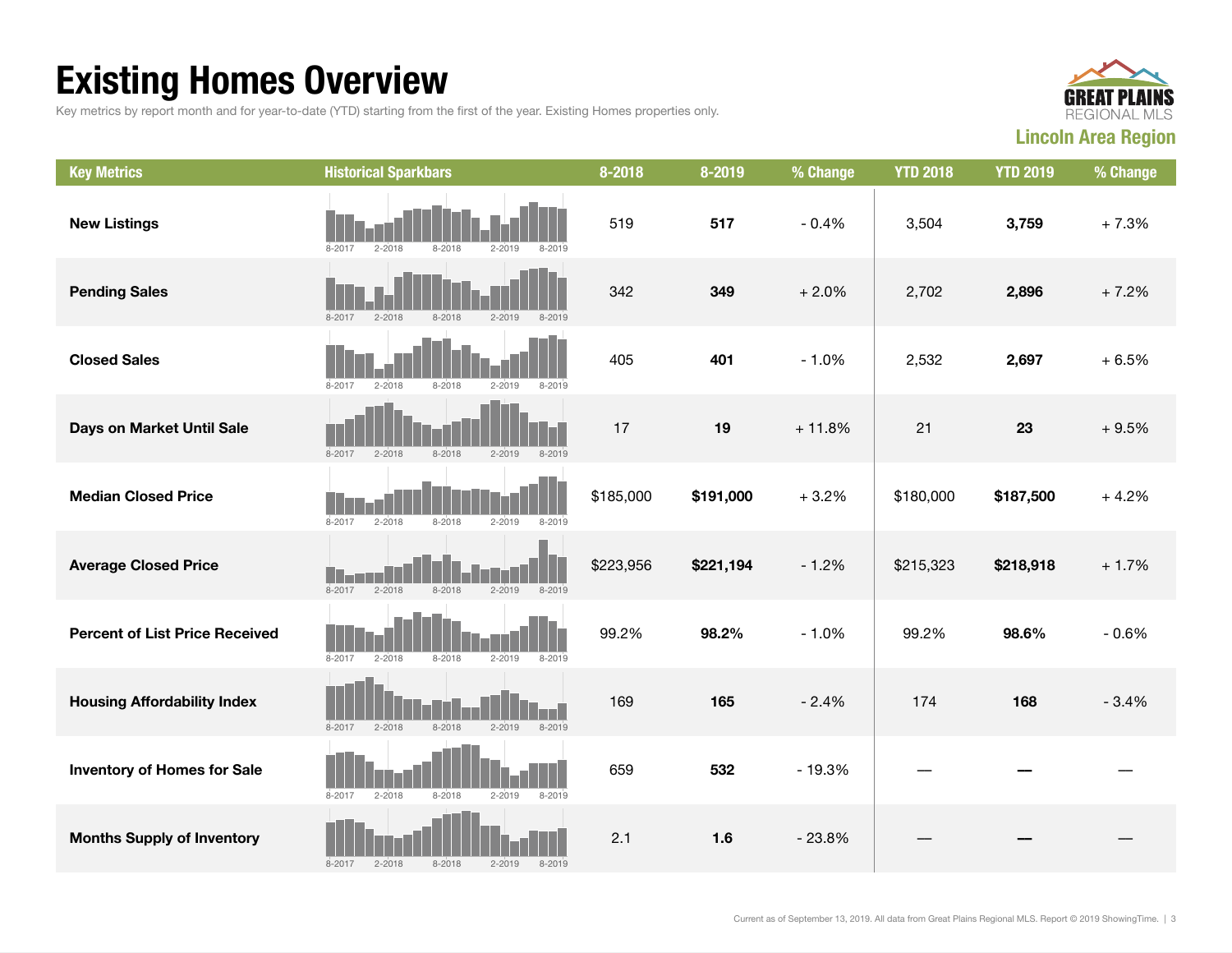# Existing Homes Overview

Key metrics by report month and for year-to-date (YTD) starting from the first of the year. Existing Homes properties only.

**GREAT PLAINS** REGIONAL MLS

**Lincoln Area Region**

| Key Metrics | Historical Sparkbars | 8-2018 | 8-2019 | % Change | YTD 2018 | YTD 2019 | % Change |
|---|---|---|---|---|---|---|---|
| **New Listings** | 8-2017 2-2018 8-2018 2-2019 8-2019 | 519 | **517** | - 0.4% | 3,504 | **3,759** | + 7.3% |
| **Pending Sales** | 8-2017 2-2018 8-2018 2-2019 8-2019 | 342 | **349** | + 2.0% | 2,702 | **2,896** | + 7.2% |
| **Closed Sales** | 8-2017 2-2018 8-2018 2-2019 8-2019 | 405 | **401** | - 1.0% | 2,532 | **2,697** | + 6.5% |
| **Days on Market Until Sale** | 8-2017 2-2018 8-2018 2-2019 8-2019 | 17 | **19** | + 11.8% | 21 | **23** | + 9.5% |
| **Median Closed Price** | 8-2017 2-2018 8-2018 2-2019 8-2019 | $185,000 | **$191,000** | + 3.2% | $180,000 | **$187,500** | + 4.2% |
| **Average Closed Price** | 8-2017 2-2018 8-2018 2-2019 8-2019 | $223,956 | **$221,194** | - 1.2% | $215,323 | **$218,918** | + 1.7% |
| **Percent of List Price Received** | 8-2017 2-2018 8-2018 2-2019 8-2019 | 99.2% | **98.2%** | - 1.0% | 99.2% | **98.6%** | - 0.6% |
| **Housing Affordability Index** | 8-2017 2-2018 8-2018 2-2019 8-2019 | 169 | **165** | - 2.4% | 174 | **168** | - 3.4% |
| **Inventory of Homes for Sale** | 8-2017 2-2018 8-2018 2-2019 8-2019 | 659 | **532** | - 19.3% | — | **—** | — |
| **Months Supply of Inventory** | 8-2017 2-2018 8-2018 2-2019 8-2019 | 2.1 | **1.6** | - 23.8% | — | **—** | — |

Current as of September 13, 2019. All data from Great Plains Regional MLS. Report © 2019 ShowingTime.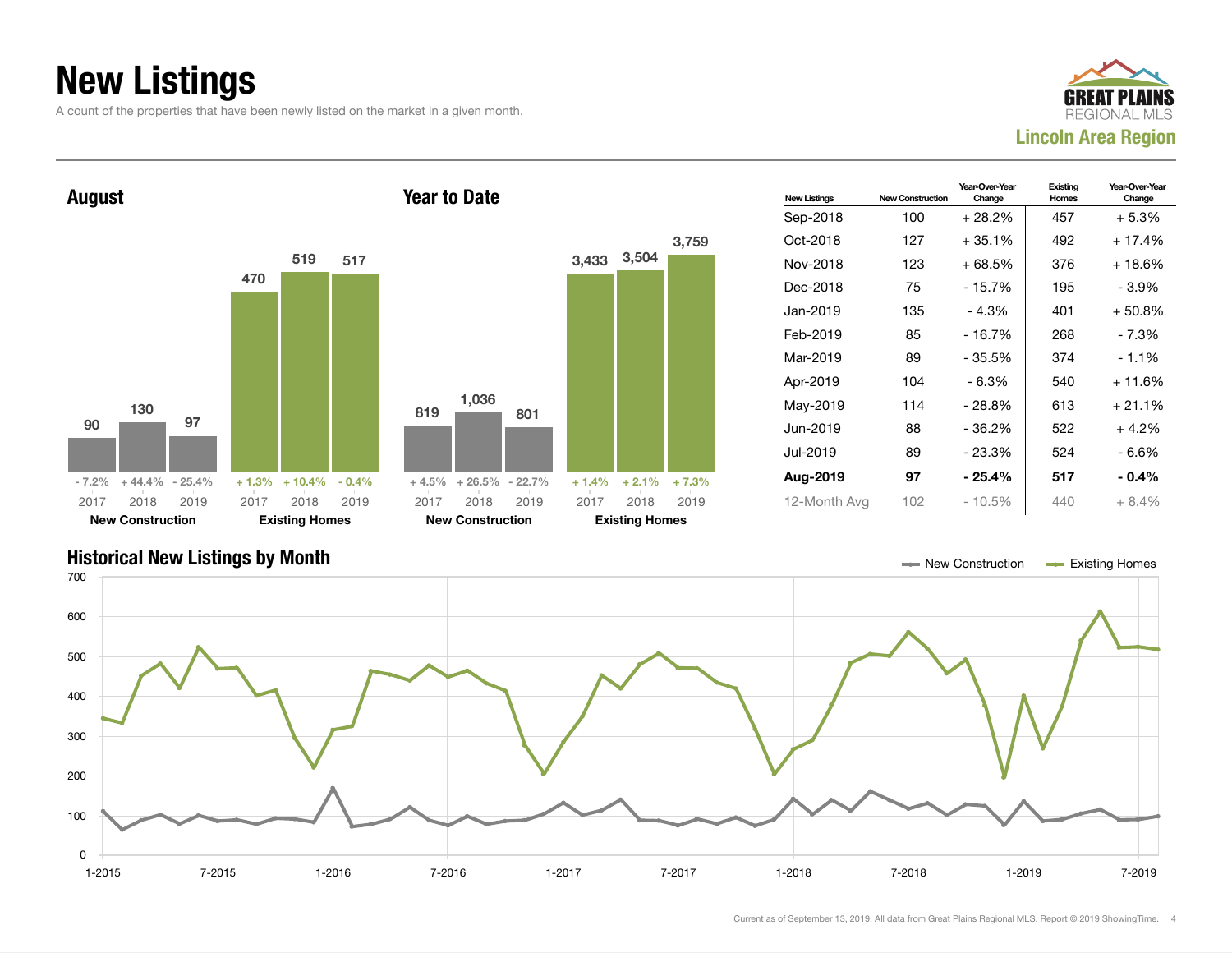# New Listings

A count of the properties that have been newly listed on the market in a given month.

GREAT PLAINS REGIONAL MLS
**Lincoln Area Region**

## August

| | 2017 | 2018 | 2019 |
|---|---|---|---|
| New Construction | 90 | 130 | 97 |
| Change | - 7.2% | + 44.4% | - 25.4% |
| Existing Homes | 470 | 519 | 517 |
| Change | + 1.3% | + 10.4% | - 0.4% |

## Year to Date

| | 2017 | 2018 | 2019 |
|---|---|---|---|
| New Construction | 819 | 1,036 | 801 |
| Change | + 4.5% | + 26.5% | - 22.7% |
| Existing Homes | 3,433 | 3,504 | 3,759 |
| Change | + 1.4% | + 2.1% | + 7.3% |

| New Listings | New Construction | Year-Over-Year Change | Existing Homes | Year-Over-Year Change |
|---|---|---|---|---|
| Sep-2018 | 100 | + 28.2% | 457 | + 5.3% |
| Oct-2018 | 127 | + 35.1% | 492 | + 17.4% |
| Nov-2018 | 123 | + 68.5% | 376 | + 18.6% |
| Dec-2018 | 75 | - 15.7% | 195 | - 3.9% |
| Jan-2019 | 135 | - 4.3% | 401 | + 50.8% |
| Feb-2019 | 85 | - 16.7% | 268 | - 7.3% |
| Mar-2019 | 89 | - 35.5% | 374 | - 1.1% |
| Apr-2019 | 104 | - 6.3% | 540 | + 11.6% |
| May-2019 | 114 | - 28.8% | 613 | + 21.1% |
| Jun-2019 | 88 | - 36.2% | 522 | + 4.2% |
| Jul-2019 | 89 | - 23.3% | 524 | - 6.6% |
| **Aug-2019** | **97** | **- 25.4%** | **517** | **- 0.4%** |
| 12-Month Avg | 102 | - 10.5% | 440 | + 8.4% |

## Historical New Listings by Month

New Construction — Existing Homes

Current as of September 13, 2019. All data from Great Plains Regional MLS. Report © 2019 ShowingTime.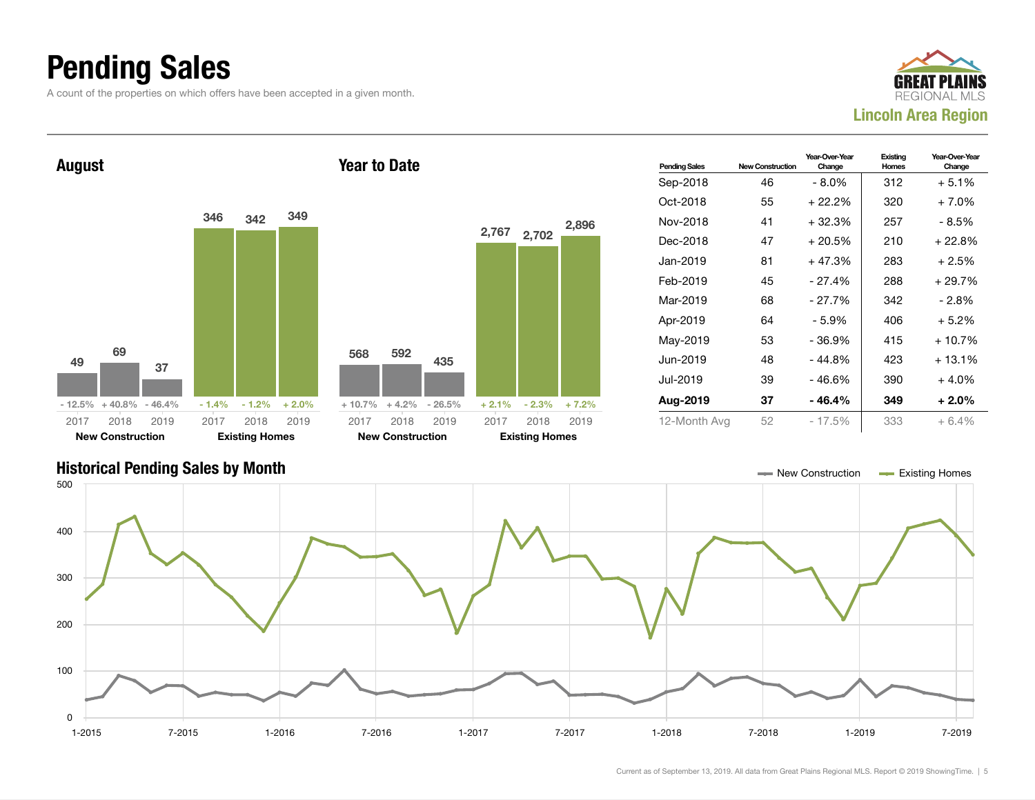# Pending Sales

A count of the properties on which offers have been accepted in a given month.

GREAT PLAINS REGIONAL MLS

**Lincoln Area Region**

## August

| | 2017 | 2018 | 2019 |
|---|---|---|---|
| **New Construction** | 49 | 69 | 37 |
| Change | - 12.5% | + 40.8% | - 46.4% |
| **Existing Homes** | 346 | 342 | 349 |
| Change | - 1.4% | - 1.2% | + 2.0% |

## Year to Date

| | 2017 | 2018 | 2019 |
|---|---|---|---|
| **New Construction** | 568 | 592 | 435 |
| Change | + 10.7% | + 4.2% | - 26.5% |
| **Existing Homes** | 2,767 | 2,702 | 2,896 |
| Change | + 2.1% | - 2.3% | + 7.2% |

| Pending Sales | New Construction | Year-Over-Year Change | Existing Homes | Year-Over-Year Change |
|---|---|---|---|---|
| Sep-2018 | 46 | - 8.0% | 312 | + 5.1% |
| Oct-2018 | 55 | + 22.2% | 320 | + 7.0% |
| Nov-2018 | 41 | + 32.3% | 257 | - 8.5% |
| Dec-2018 | 47 | + 20.5% | 210 | + 22.8% |
| Jan-2019 | 81 | + 47.3% | 283 | + 2.5% |
| Feb-2019 | 45 | - 27.4% | 288 | + 29.7% |
| Mar-2019 | 68 | - 27.7% | 342 | - 2.8% |
| Apr-2019 | 64 | - 5.9% | 406 | + 5.2% |
| May-2019 | 53 | - 36.9% | 415 | + 10.7% |
| Jun-2019 | 48 | - 44.8% | 423 | + 13.1% |
| Jul-2019 | 39 | - 46.6% | 390 | + 4.0% |
| **Aug-2019** | **37** | **- 46.4%** | **349** | **+ 2.0%** |
| 12-Month Avg | 52 | - 17.5% | 333 | + 6.4% |

## Historical Pending Sales by Month

New Construction — Existing Homes

Current as of September 13, 2019. All data from Great Plains Regional MLS. Report © 2019 ShowingTime.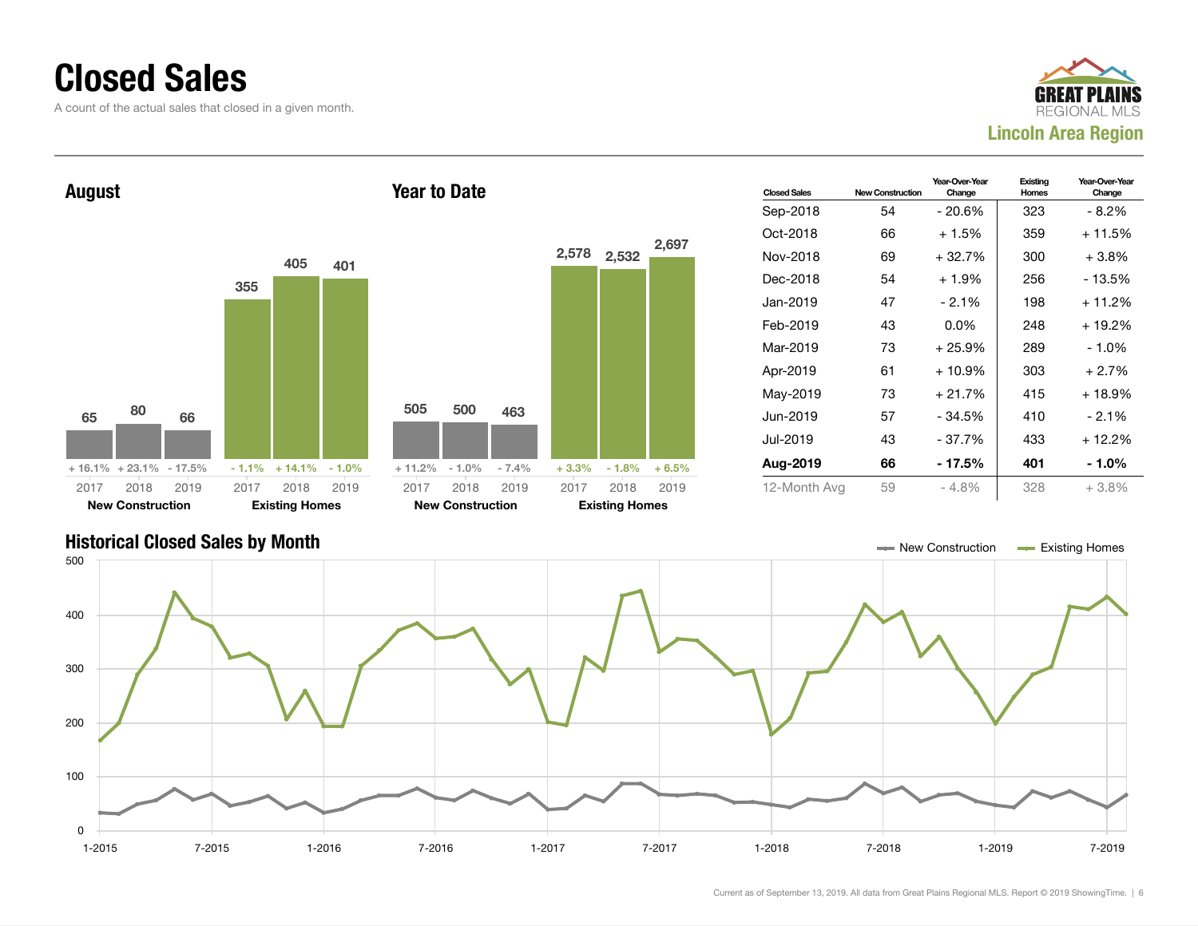# Closed Sales

A count of the actual sales that closed in a given month.

GREAT PLAINS REGIONAL MLS

**Lincoln Area Region**

## August

| | 2017 | 2018 | 2019 |
|---|---|---|---|
| New Construction | 65 (+ 16.1%) | 80 (+ 23.1%) | 66 (- 17.5%) |
| Existing Homes | 355 (- 1.1%) | 405 (+ 14.1%) | 401 (- 1.0%) |

## Year to Date

| | 2017 | 2018 | 2019 |
|---|---|---|---|
| New Construction | 505 (+ 11.2%) | 500 (- 1.0%) | 463 (- 7.4%) |
| Existing Homes | 2,578 (+ 3.3%) | 2,532 (- 1.8%) | 2,697 (+ 6.5%) |

| Closed Sales | New Construction | Year-Over-Year Change | Existing Homes | Year-Over-Year Change |
|---|---|---|---|---|
| Sep-2018 | 54 | - 20.6% | 323 | - 8.2% |
| Oct-2018 | 66 | + 1.5% | 359 | + 11.5% |
| Nov-2018 | 69 | + 32.7% | 300 | + 3.8% |
| Dec-2018 | 54 | + 1.9% | 256 | - 13.5% |
| Jan-2019 | 47 | - 2.1% | 198 | + 11.2% |
| Feb-2019 | 43 | 0.0% | 248 | + 19.2% |
| Mar-2019 | 73 | + 25.9% | 289 | - 1.0% |
| Apr-2019 | 61 | + 10.9% | 303 | + 2.7% |
| May-2019 | 73 | + 21.7% | 415 | + 18.9% |
| Jun-2019 | 57 | - 34.5% | 410 | - 2.1% |
| Jul-2019 | 43 | - 37.7% | 433 | + 12.2% |
| **Aug-2019** | **66** | **- 17.5%** | **401** | **- 1.0%** |
| 12-Month Avg | 59 | - 4.8% | 328 | + 3.8% |

## Historical Closed Sales by Month

New Construction — Existing Homes

Current as of September 13, 2019. All data from Great Plains Regional MLS. Report © 2019 ShowingTime.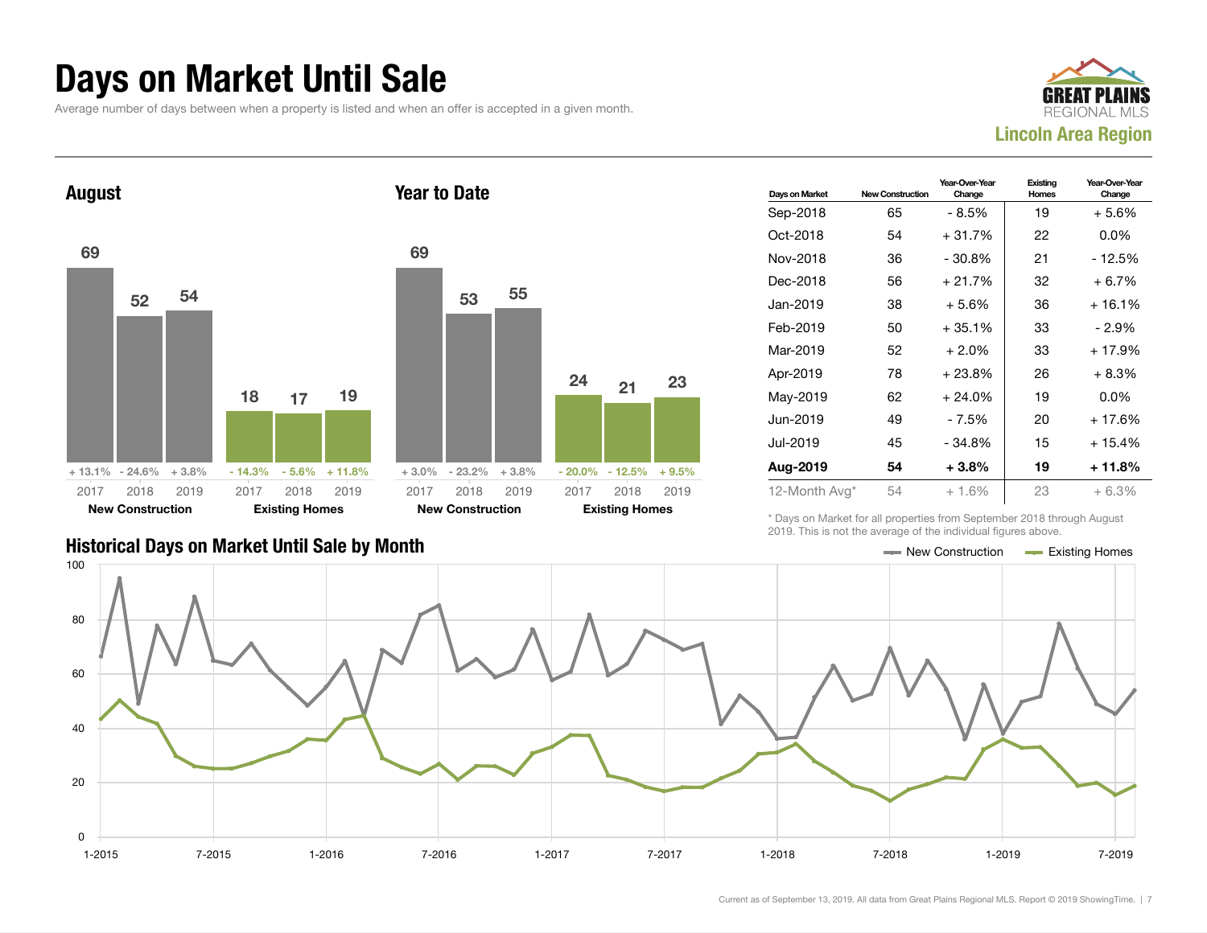# Days on Market Until Sale

Average number of days between when a property is listed and when an offer is accepted in a given month.

GREAT PLAINS REGIONAL MLS

**Lincoln Area Region**

## August

| | 2017 | 2018 | 2019 |
|---|---|---|---|
| **New Construction** | 69 | 52 | 54 |
| | + 13.1% | - 24.6% | + 3.8% |
| **Existing Homes** | 18 | 17 | 19 |
| | - 14.3% | - 5.6% | + 11.8% |

## Year to Date

| | 2017 | 2018 | 2019 |
|---|---|---|---|
| **New Construction** | 69 | 53 | 55 |
| | + 3.0% | - 23.2% | + 3.8% |
| **Existing Homes** | 24 | 21 | 23 |
| | - 20.0% | - 12.5% | + 9.5% |

| Days on Market | New Construction | Year-Over-Year Change | Existing Homes | Year-Over-Year Change |
|---|---|---|---|---|
| Sep-2018 | 65 | - 8.5% | 19 | + 5.6% |
| Oct-2018 | 54 | + 31.7% | 22 | 0.0% |
| Nov-2018 | 36 | - 30.8% | 21 | - 12.5% |
| Dec-2018 | 56 | + 21.7% | 32 | + 6.7% |
| Jan-2019 | 38 | + 5.6% | 36 | + 16.1% |
| Feb-2019 | 50 | + 35.1% | 33 | - 2.9% |
| Mar-2019 | 52 | + 2.0% | 33 | + 17.9% |
| Apr-2019 | 78 | + 23.8% | 26 | + 8.3% |
| May-2019 | 62 | + 24.0% | 19 | 0.0% |
| Jun-2019 | 49 | - 7.5% | 20 | + 17.6% |
| Jul-2019 | 45 | - 34.8% | 15 | + 15.4% |
| **Aug-2019** | **54** | **+ 3.8%** | **19** | **+ 11.8%** |
| 12-Month Avg* | 54 | + 1.6% | 23 | + 6.3% |

\* Days on Market for all properties from September 2018 through August 2019. This is not the average of the individual figures above.

## Historical Days on Market Until Sale by Month

New Construction — Existing Homes

Current as of September 13, 2019. All data from Great Plains Regional MLS. Report © 2019 ShowingTime.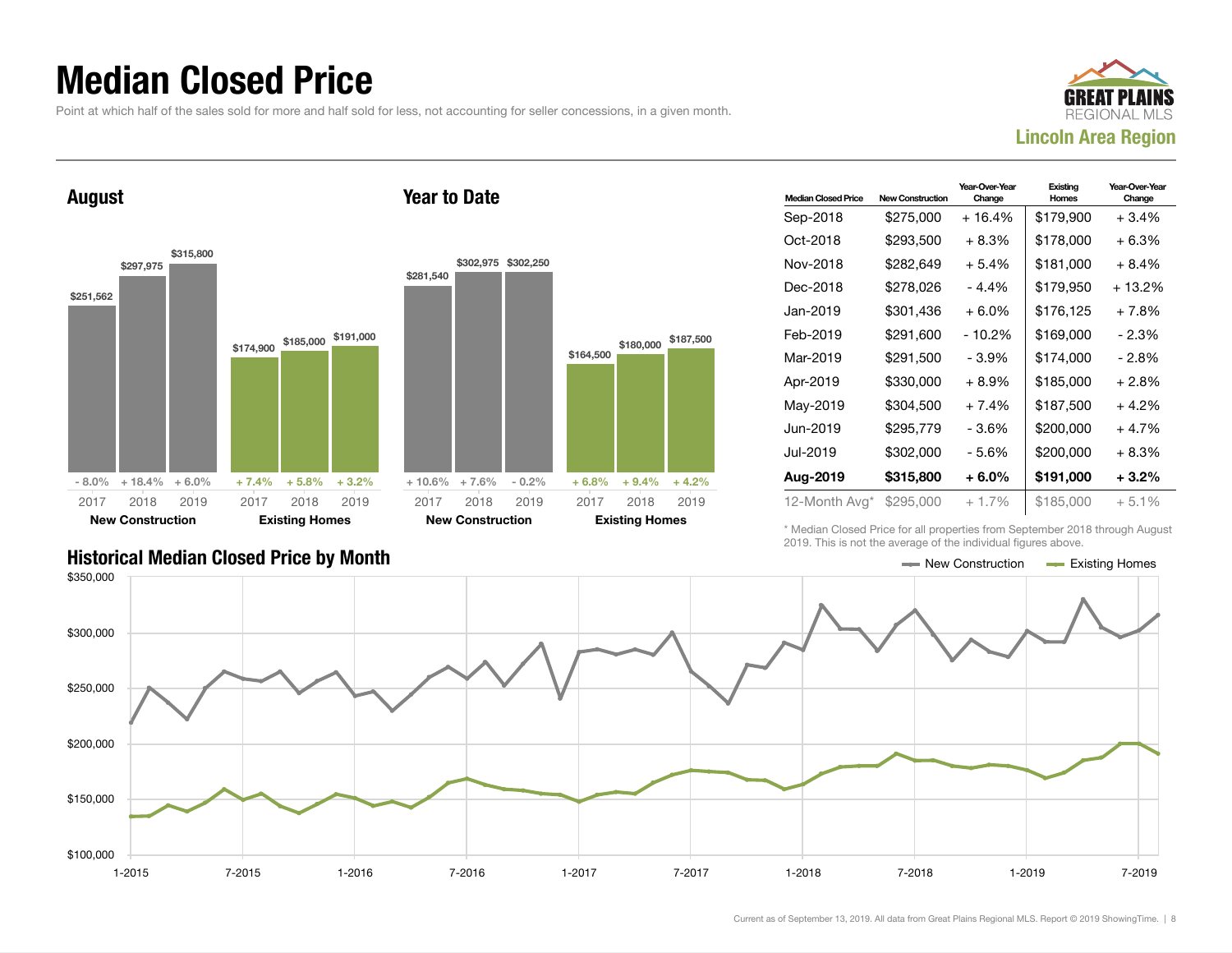# Median Closed Price

Point at which half of the sales sold for more and half sold for less, not accounting for seller concessions, in a given month.

GREAT PLAINS REGIONAL MLS
**Lincoln Area Region**

## August

| | 2017 | 2018 | 2019 |
|---|---|---|---|
| New Construction | $251,562 | $297,975 | $315,800 |
| Change | - 8.0% | + 18.4% | + 6.0% |
| Existing Homes | $174,900 | $185,000 | $191,000 |
| Change | + 7.4% | + 5.8% | + 3.2% |

## Year to Date

| | 2017 | 2018 | 2019 |
|---|---|---|---|
| New Construction | $281,540 | $302,975 | $302,250 |
| Change | + 10.6% | + 7.6% | - 0.2% |
| Existing Homes | $164,500 | $180,000 | $187,500 |
| Change | + 6.8% | + 9.4% | + 4.2% |

| Median Closed Price | New Construction | Year-Over-Year Change | Existing Homes | Year-Over-Year Change |
|---|---|---|---|---|
| Sep-2018 | $275,000 | + 16.4% | $179,900 | + 3.4% |
| Oct-2018 | $293,500 | + 8.3% | $178,000 | + 6.3% |
| Nov-2018 | $282,649 | + 5.4% | $181,000 | + 8.4% |
| Dec-2018 | $278,026 | - 4.4% | $179,950 | + 13.2% |
| Jan-2019 | $301,436 | + 6.0% | $176,125 | + 7.8% |
| Feb-2019 | $291,600 | - 10.2% | $169,000 | - 2.3% |
| Mar-2019 | $291,500 | - 3.9% | $174,000 | - 2.8% |
| Apr-2019 | $330,000 | + 8.9% | $185,000 | + 2.8% |
| May-2019 | $304,500 | + 7.4% | $187,500 | + 4.2% |
| Jun-2019 | $295,779 | - 3.6% | $200,000 | + 4.7% |
| Jul-2019 | $302,000 | - 5.6% | $200,000 | + 8.3% |
| **Aug-2019** | **$315,800** | **+ 6.0%** | **$191,000** | **+ 3.2%** |
| 12-Month Avg* | $295,000 | + 1.7% | $185,000 | + 5.1% |

\* Median Closed Price for all properties from September 2018 through August 2019. This is not the average of the individual figures above.

## Historical Median Closed Price by Month

New Construction — Existing Homes

$350,000 / $300,000 / $250,000 / $200,000 / $150,000 / $100,000

1-2015 / 7-2015 / 1-2016 / 7-2016 / 1-2017 / 7-2017 / 1-2018 / 7-2018 / 1-2019 / 7-2019

Current as of September 13, 2019. All data from Great Plains Regional MLS. Report © 2019 ShowingTime.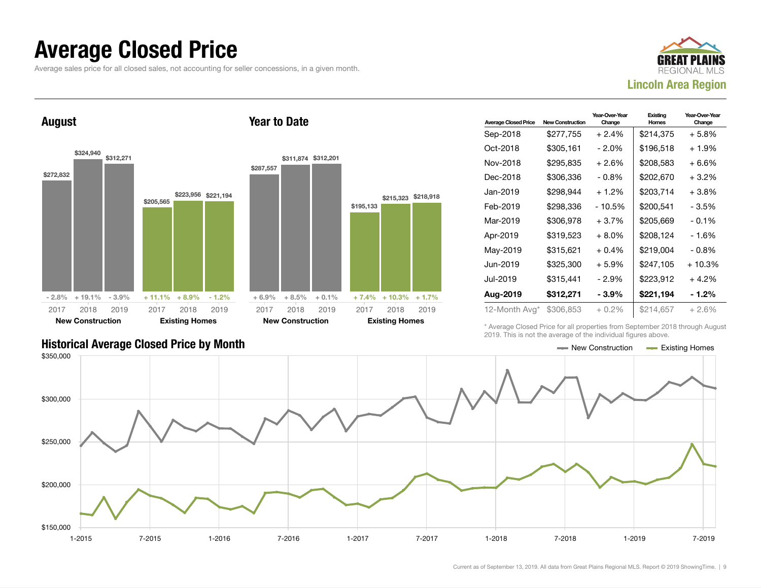# Average Closed Price

Average sales price for all closed sales, not accounting for seller concessions, in a given month.

**GREAT PLAINS REGIONAL MLS**
**Lincoln Area Region**

## August

| | 2017 | 2018 | 2019 |
|---|---|---|---|
| New Construction | $272,832 | $324,940 | $312,271 |
| Change | - 2.8% | + 19.1% | - 3.9% |
| Existing Homes | $205,565 | $223,956 | $221,194 |
| Change | + 11.1% | + 8.9% | - 1.2% |

## Year to Date

| | 2017 | 2018 | 2019 |
|---|---|---|---|
| New Construction | $287,557 | $311,874 | $312,201 |
| Change | + 6.9% | + 8.5% | + 0.1% |
| Existing Homes | $195,133 | $215,323 | $218,918 |
| Change | + 7.4% | + 10.3% | + 1.7% |

| Average Closed Price | New Construction | Year-Over-Year Change | Existing Homes | Year-Over-Year Change |
|---|---|---|---|---|
| Sep-2018 | $277,755 | + 2.4% | $214,375 | + 5.8% |
| Oct-2018 | $305,161 | - 2.0% | $196,518 | + 1.9% |
| Nov-2018 | $295,835 | + 2.6% | $208,583 | + 6.6% |
| Dec-2018 | $306,336 | - 0.8% | $202,670 | + 3.2% |
| Jan-2019 | $298,944 | + 1.2% | $203,714 | + 3.8% |
| Feb-2019 | $298,336 | - 10.5% | $200,541 | - 3.5% |
| Mar-2019 | $306,978 | + 3.7% | $205,669 | - 0.1% |
| Apr-2019 | $319,523 | + 8.0% | $208,124 | - 1.6% |
| May-2019 | $315,621 | + 0.4% | $219,004 | - 0.8% |
| Jun-2019 | $325,300 | + 5.9% | $247,105 | + 10.3% |
| Jul-2019 | $315,441 | - 2.9% | $223,912 | + 4.2% |
| **Aug-2019** | **$312,271** | **- 3.9%** | **$221,194** | **- 1.2%** |
| 12-Month Avg* | $306,853 | + 0.2% | $214,657 | + 2.6% |

\* Average Closed Price for all properties from September 2018 through August 2019. This is not the average of the individual figures above.

## Historical Average Closed Price by Month

New Construction — Existing Homes

Current as of September 13, 2019. All data from Great Plains Regional MLS. Report © 2019 ShowingTime.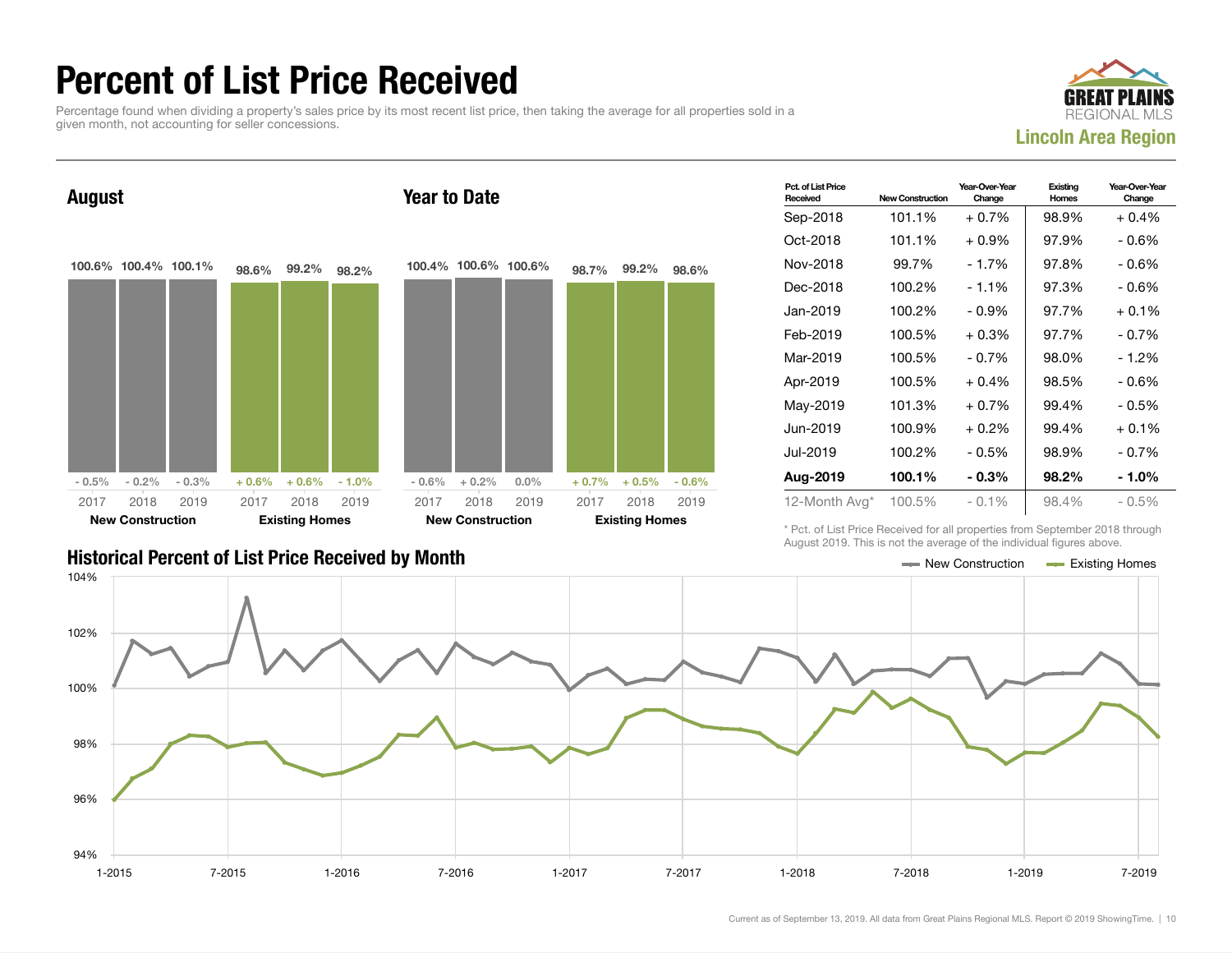# Percent of List Price Received

Percentage found when dividing a property's sales price by its most recent list price, then taking the average for all properties sold in a given month, not accounting for seller concessions.

GREAT PLAINS REGIONAL MLS

**Lincoln Area Region**

## August

| | 2017 | 2018 | 2019 |
|---|---|---|---|
| New Construction | 100.6% | 100.4% | 100.1% |
| Change | - 0.5% | - 0.2% | - 0.3% |
| Existing Homes | 98.6% | 99.2% | 98.2% |
| Change | + 0.6% | + 0.6% | - 1.0% |

## Year to Date

| | 2017 | 2018 | 2019 |
|---|---|---|---|
| New Construction | 100.4% | 100.6% | 100.6% |
| Change | - 0.6% | + 0.2% | 0.0% |
| Existing Homes | 98.7% | 99.2% | 98.6% |
| Change | + 0.7% | + 0.5% | - 0.6% |

| Pct. of List Price Received | New Construction | Year-Over-Year Change | Existing Homes | Year-Over-Year Change |
|---|---|---|---|---|
| Sep-2018 | 101.1% | + 0.7% | 98.9% | + 0.4% |
| Oct-2018 | 101.1% | + 0.9% | 97.9% | - 0.6% |
| Nov-2018 | 99.7% | - 1.7% | 97.8% | - 0.6% |
| Dec-2018 | 100.2% | - 1.1% | 97.3% | - 0.6% |
| Jan-2019 | 100.2% | - 0.9% | 97.7% | + 0.1% |
| Feb-2019 | 100.5% | + 0.3% | 97.7% | - 0.7% |
| Mar-2019 | 100.5% | - 0.7% | 98.0% | - 1.2% |
| Apr-2019 | 100.5% | + 0.4% | 98.5% | - 0.6% |
| May-2019 | 101.3% | + 0.7% | 99.4% | - 0.5% |
| Jun-2019 | 100.9% | + 0.2% | 99.4% | + 0.1% |
| Jul-2019 | 100.2% | - 0.5% | 98.9% | - 0.7% |
| **Aug-2019** | **100.1%** | **- 0.3%** | **98.2%** | **- 1.0%** |
| 12-Month Avg* | 100.5% | - 0.1% | 98.4% | - 0.5% |

\* Pct. of List Price Received for all properties from September 2018 through August 2019. This is not the average of the individual figures above.

## Historical Percent of List Price Received by Month

New Construction — Existing Homes

Current as of September 13, 2019. All data from Great Plains Regional MLS. Report © 2019 ShowingTime.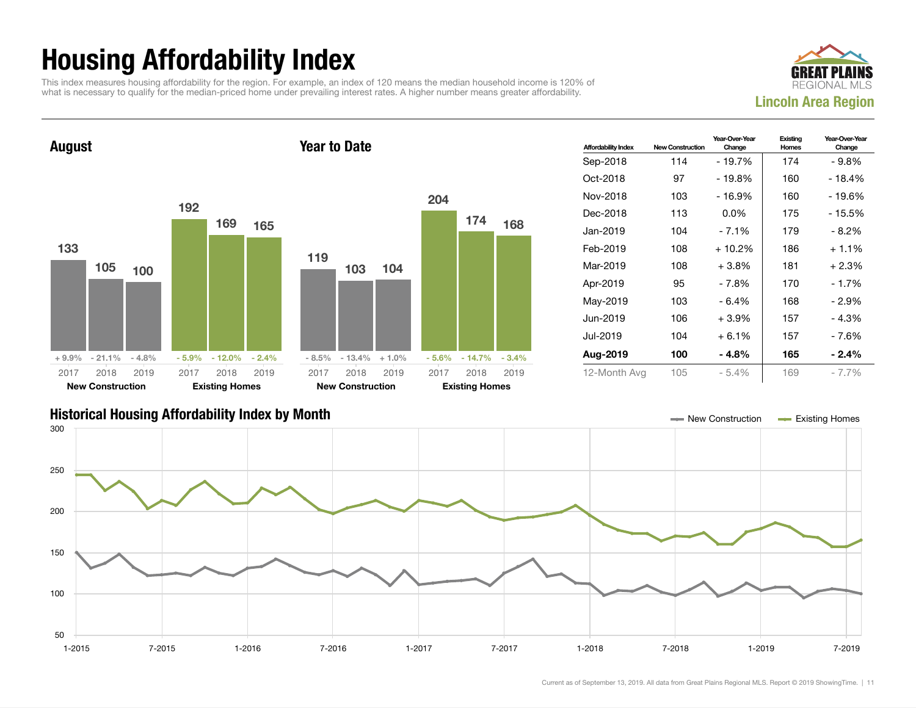# Housing Affordability Index

This index measures housing affordability for the region. For example, an index of 120 means the median household income is 120% of what is necessary to qualify for the median-priced home under prevailing interest rates. A higher number means greater affordability.

**GREAT PLAINS REGIONAL MLS**
**Lincoln Area Region**

## August

| | 2017 | 2018 | 2019 |
|---|---|---|---|
| New Construction | 133 | 105 | 100 |
| Change | + 9.9% | - 21.1% | - 4.8% |
| Existing Homes | 192 | 169 | 165 |
| Change | - 5.9% | - 12.0% | - 2.4% |

## Year to Date

| | 2017 | 2018 | 2019 |
|---|---|---|---|
| New Construction | 119 | 103 | 104 |
| Change | - 8.5% | - 13.4% | + 1.0% |
| Existing Homes | 204 | 174 | 168 |
| Change | - 5.6% | - 14.7% | - 3.4% |

| Affordability Index | New Construction | Year-Over-Year Change | Existing Homes | Year-Over-Year Change |
|---|---|---|---|---|
| Sep-2018 | 114 | - 19.7% | 174 | - 9.8% |
| Oct-2018 | 97 | - 19.8% | 160 | - 18.4% |
| Nov-2018 | 103 | - 16.9% | 160 | - 19.6% |
| Dec-2018 | 113 | 0.0% | 175 | - 15.5% |
| Jan-2019 | 104 | - 7.1% | 179 | - 8.2% |
| Feb-2019 | 108 | + 10.2% | 186 | + 1.1% |
| Mar-2019 | 108 | + 3.8% | 181 | + 2.3% |
| Apr-2019 | 95 | - 7.8% | 170 | - 1.7% |
| May-2019 | 103 | - 6.4% | 168 | - 2.9% |
| Jun-2019 | 106 | + 3.9% | 157 | - 4.3% |
| Jul-2019 | 104 | + 6.1% | 157 | - 7.6% |
| **Aug-2019** | **100** | **- 4.8%** | **165** | **- 2.4%** |
| 12-Month Avg | 105 | - 5.4% | 169 | - 7.7% |

## Historical Housing Affordability Index by Month

New Construction — Existing Homes

Current as of September 13, 2019. All data from Great Plains Regional MLS. Report © 2019 ShowingTime.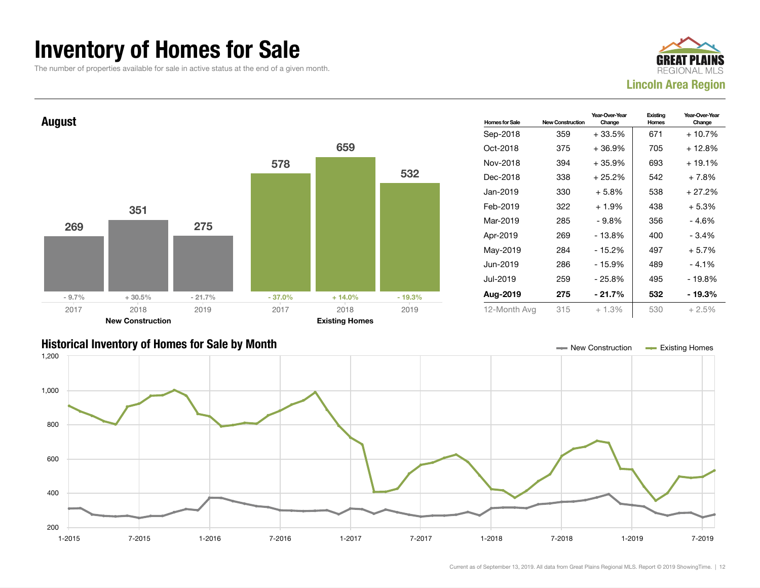# Inventory of Homes for Sale

The number of properties available for sale in active status at the end of a given month.

GREAT PLAINS REGIONAL MLS

**Lincoln Area Region**

## August

| | 2017 | 2018 | 2019 |
|---|---|---|---|
| New Construction | 269 | 351 | 275 |
| Change | - 9.7% | + 30.5% | - 21.7% |
| Existing Homes | 578 | 659 | 532 |
| Change | - 37.0% | + 14.0% | - 19.3% |

| Homes for Sale | New Construction | Year-Over-Year Change | Existing Homes | Year-Over-Year Change |
|---|---|---|---|---|
| Sep-2018 | 359 | + 33.5% | 671 | + 10.7% |
| Oct-2018 | 375 | + 36.9% | 705 | + 12.8% |
| Nov-2018 | 394 | + 35.9% | 693 | + 19.1% |
| Dec-2018 | 338 | + 25.2% | 542 | + 7.8% |
| Jan-2019 | 330 | + 5.8% | 538 | + 27.2% |
| Feb-2019 | 322 | + 1.9% | 438 | + 5.3% |
| Mar-2019 | 285 | - 9.8% | 356 | - 4.6% |
| Apr-2019 | 269 | - 13.8% | 400 | - 3.4% |
| May-2019 | 284 | - 15.2% | 497 | + 5.7% |
| Jun-2019 | 286 | - 15.9% | 489 | - 4.1% |
| Jul-2019 | 259 | - 25.8% | 495 | - 19.8% |
| **Aug-2019** | **275** | **- 21.7%** | **532** | **- 19.3%** |
| 12-Month Avg | 315 | + 1.3% | 530 | + 2.5% |

## Historical Inventory of Homes for Sale by Month

Current as of September 13, 2019. All data from Great Plains Regional MLS. Report © 2019 ShowingTime.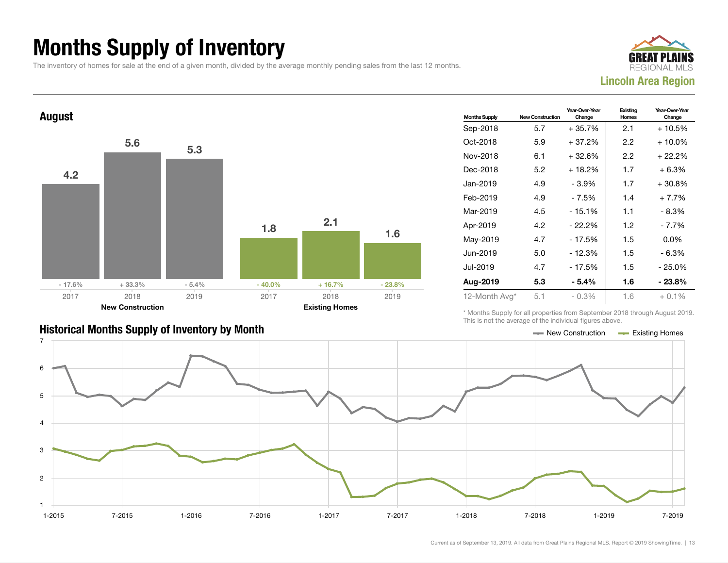# Months Supply of Inventory

The inventory of homes for sale at the end of a given month, divided by the average monthly pending sales from the last 12 months.

**Lincoln Area Region**

## August

| | 2017 | 2018 | 2019 |
|---|---|---|---|
| **New Construction** | 4.2 | 5.6 | 5.3 |
| Change | - 17.6% | + 33.3% | - 5.4% |
| **Existing Homes** | 1.8 | 2.1 | 1.6 |
| Change | - 40.0% | + 16.7% | - 23.8% |

| Months Supply | New Construction | Year-Over-Year Change | Existing Homes | Year-Over-Year Change |
|---|---|---|---|---|
| Sep-2018 | 5.7 | + 35.7% | 2.1 | + 10.5% |
| Oct-2018 | 5.9 | + 37.2% | 2.2 | + 10.0% |
| Nov-2018 | 6.1 | + 32.6% | 2.2 | + 22.2% |
| Dec-2018 | 5.2 | + 18.2% | 1.7 | + 6.3% |
| Jan-2019 | 4.9 | - 3.9% | 1.7 | + 30.8% |
| Feb-2019 | 4.9 | - 7.5% | 1.4 | + 7.7% |
| Mar-2019 | 4.5 | - 15.1% | 1.1 | - 8.3% |
| Apr-2019 | 4.2 | - 22.2% | 1.2 | - 7.7% |
| May-2019 | 4.7 | - 17.5% | 1.5 | 0.0% |
| Jun-2019 | 5.0 | - 12.3% | 1.5 | - 6.3% |
| Jul-2019 | 4.7 | - 17.5% | 1.5 | - 25.0% |
| **Aug-2019** | **5.3** | **- 5.4%** | **1.6** | **- 23.8%** |
| 12-Month Avg* | 5.1 | - 0.3% | 1.6 | + 0.1% |

\* Months Supply for all properties from September 2018 through August 2019. This is not the average of the individual figures above.

## Historical Months Supply of Inventory by Month

Legend: New Construction, Existing Homes

Current as of September 13, 2019. All data from Great Plains Regional MLS. Report © 2019 ShowingTime.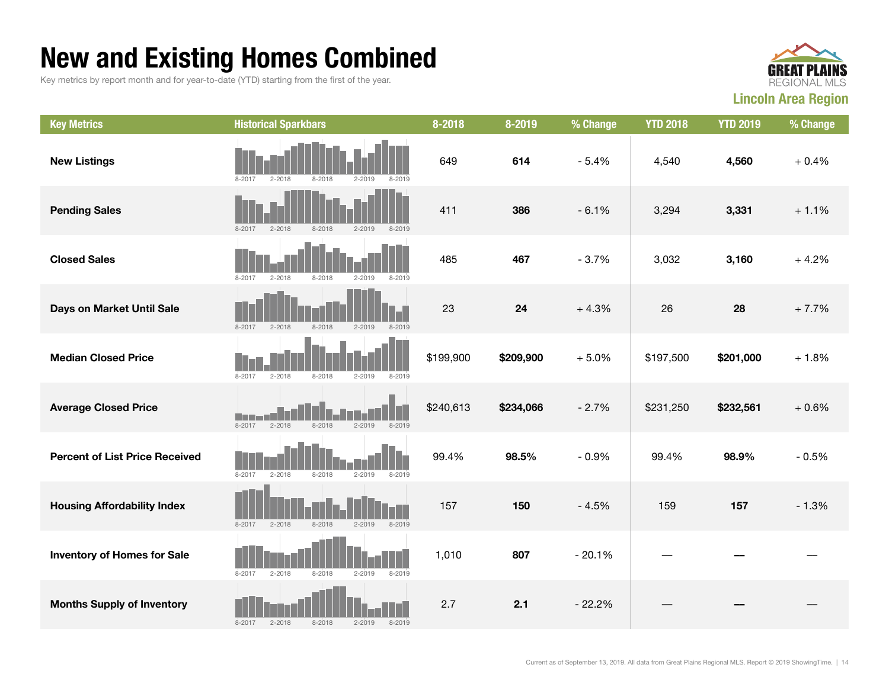# New and Existing Homes Combined

Key metrics by report month and for year-to-date (YTD) starting from the first of the year.

GREAT PLAINS REGIONAL MLS

**Lincoln Area Region**

| Key Metrics | Historical Sparkbars | 8-2018 | 8-2019 | % Change | YTD 2018 | YTD 2019 | % Change |
|---|---|---|---|---|---|---|---|
| **New Listings** | 8-2017 2-2018 8-2018 2-2019 8-2019 | 649 | **614** | - 5.4% | 4,540 | **4,560** | + 0.4% |
| **Pending Sales** | 8-2017 2-2018 8-2018 2-2019 8-2019 | 411 | **386** | - 6.1% | 3,294 | **3,331** | + 1.1% |
| **Closed Sales** | 8-2017 2-2018 8-2018 2-2019 8-2019 | 485 | **467** | - 3.7% | 3,032 | **3,160** | + 4.2% |
| **Days on Market Until Sale** | 8-2017 2-2018 8-2018 2-2019 8-2019 | 23 | **24** | + 4.3% | 26 | **28** | + 7.7% |
| **Median Closed Price** | 8-2017 2-2018 8-2018 2-2019 8-2019 | $199,900 | **$209,900** | + 5.0% | $197,500 | **$201,000** | + 1.8% |
| **Average Closed Price** | 8-2017 2-2018 8-2018 2-2019 8-2019 | $240,613 | **$234,066** | - 2.7% | $231,250 | **$232,561** | + 0.6% |
| **Percent of List Price Received** | 8-2017 2-2018 8-2018 2-2019 8-2019 | 99.4% | **98.5%** | - 0.9% | 99.4% | **98.9%** | - 0.5% |
| **Housing Affordability Index** | 8-2017 2-2018 8-2018 2-2019 8-2019 | 157 | **150** | - 4.5% | 159 | **157** | - 1.3% |
| **Inventory of Homes for Sale** | 8-2017 2-2018 8-2018 2-2019 8-2019 | 1,010 | **807** | - 20.1% | — | **—** | — |
| **Months Supply of Inventory** | 8-2017 2-2018 8-2018 2-2019 8-2019 | 2.7 | **2.1** | - 22.2% | — | **—** | — |

Current as of September 13, 2019. All data from Great Plains Regional MLS. Report © 2019 ShowingTime.